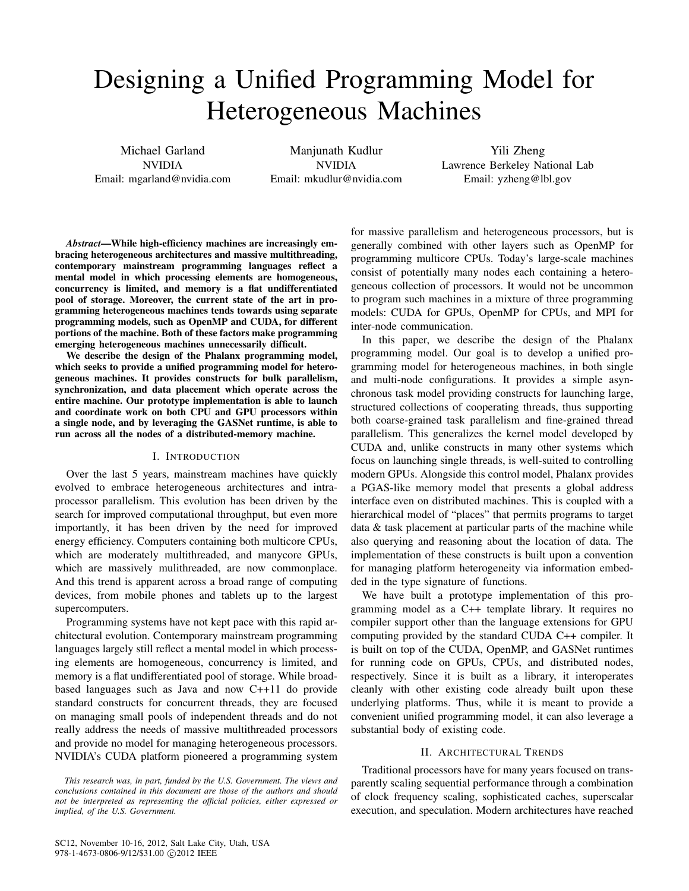# Designing a Unified Programming Model for Heterogeneous Machines

Michael Garland
NVIDIA
Email: mgarland@nvidia.com

Manjunath Kudlur
NVIDIA
Email: mkudlur@nvidia.com

Yili Zheng
Lawrence Berkeley National Lab
Email: yzheng@lbl.gov

***Abstract*—While high-efficiency machines are increasingly embracing heterogeneous architectures and massive multithreading, contemporary mainstream programming languages reflect a mental model in which processing elements are homogeneous, concurrency is limited, and memory is a flat undifferentiated pool of storage. Moreover, the current state of the art in programming heterogeneous machines tends towards using separate programming models, such as OpenMP and CUDA, for different portions of the machine. Both of these factors make programming emerging heterogeneous machines unnecessarily difficult.**

**We describe the design of the Phalanx programming model, which seeks to provide a unified programming model for heterogeneous machines. It provides constructs for bulk parallelism, synchronization, and data placement which operate across the entire machine. Our prototype implementation is able to launch and coordinate work on both CPU and GPU processors within a single node, and by leveraging the GASNet runtime, is able to run across all the nodes of a distributed-memory machine.**

## I. Introduction

Over the last 5 years, mainstream machines have quickly evolved to embrace heterogeneous architectures and intraprocessor parallelism. This evolution has been driven by the search for improved computational throughput, but even more importantly, it has been driven by the need for improved energy efficiency. Computers containing both multicore CPUs, which are moderately multithreaded, and manycore GPUs, which are massively mulithreaded, are now commonplace. And this trend is apparent across a broad range of computing devices, from mobile phones and tablets up to the largest supercomputers.

Programming systems have not kept pace with this rapid architectural evolution. Contemporary mainstream programming languages largely still reflect a mental model in which processing elements are homogeneous, concurrency is limited, and memory is a flat undifferentiated pool of storage. While broad-based languages such as Java and now C++11 do provide standard constructs for concurrent threads, they are focused on managing small pools of independent threads and do not really address the needs of massive multithreaded processors and provide no model for managing heterogeneous processors. NVIDIA's CUDA platform pioneered a programming system for massive parallelism and heterogeneous processors, but is generally combined with other layers such as OpenMP for programming multicore CPUs. Today's large-scale machines consist of potentially many nodes each containing a heterogeneous collection of processors. It would not be uncommon to program such machines in a mixture of three programming models: CUDA for GPUs, OpenMP for CPUs, and MPI for inter-node communication.

*This research was, in part, funded by the U.S. Government. The views and conclusions contained in this document are those of the authors and should not be interpreted as representing the official policies, either expressed or implied, of the U.S. Government.*

In this paper, we describe the design of the Phalanx programming model. Our goal is to develop a unified programming model for heterogeneous machines, in both single and multi-node configurations. It provides a simple asynchronous task model providing constructs for launching large, structured collections of cooperating threads, thus supporting both coarse-grained task parallelism and fine-grained thread parallelism. This generalizes the kernel model developed by CUDA and, unlike constructs in many other systems which focus on launching single threads, is well-suited to controlling modern GPUs. Alongside this control model, Phalanx provides a PGAS-like memory model that presents a global address interface even on distributed machines. This is coupled with a hierarchical model of "places" that permits programs to target data & task placement at particular parts of the machine while also querying and reasoning about the location of data. The implementation of these constructs is built upon a convention for managing platform heterogeneity via information embedded in the type signature of functions.

We have built a prototype implementation of this programming model as a C++ template library. It requires no compiler support other than the language extensions for GPU computing provided by the standard CUDA C++ compiler. It is built on top of the CUDA, OpenMP, and GASNet runtimes for running code on GPUs, CPUs, and distributed nodes, respectively. Since it is built as a library, it interoperates cleanly with other existing code already built upon these underlying platforms. Thus, while it is meant to provide a convenient unified programming model, it can also leverage a substantial body of existing code.

## II. Architectural Trends

Traditional processors have for many years focused on transparently scaling sequential performance through a combination of clock frequency scaling, sophisticated caches, superscalar execution, and speculation. Modern architectures have reached

SC12, November 10-16, 2012, Salt Lake City, Utah, USA
978-1-4673-0806-9/12/$31.00 ©2012 IEEE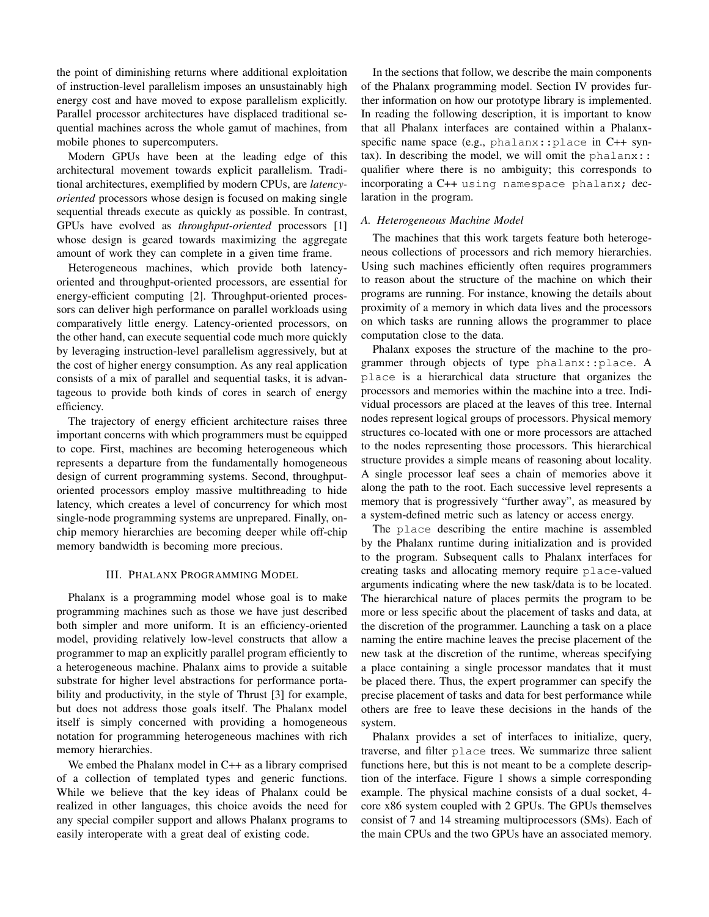the point of diminishing returns where additional exploitation of instruction-level parallelism imposes an unsustainably high energy cost and have moved to expose parallelism explicitly. Parallel processor architectures have displaced traditional sequential machines across the whole gamut of machines, from mobile phones to supercomputers.

Modern GPUs have been at the leading edge of this architectural movement towards explicit parallelism. Traditional architectures, exemplified by modern CPUs, are *latency-oriented* processors whose design is focused on making single sequential threads execute as quickly as possible. In contrast, GPUs have evolved as *throughput-oriented* processors [1] whose design is geared towards maximizing the aggregate amount of work they can complete in a given time frame.

Heterogeneous machines, which provide both latency-oriented and throughput-oriented processors, are essential for energy-efficient computing [2]. Throughput-oriented processors can deliver high performance on parallel workloads using comparatively little energy. Latency-oriented processors, on the other hand, can execute sequential code much more quickly by leveraging instruction-level parallelism aggressively, but at the cost of higher energy consumption. As any real application consists of a mix of parallel and sequential tasks, it is advantageous to provide both kinds of cores in search of energy efficiency.

The trajectory of energy efficient architecture raises three important concerns with which programmers must be equipped to cope. First, machines are becoming heterogeneous which represents a departure from the fundamentally homogeneous design of current programming systems. Second, throughput-oriented processors employ massive multithreading to hide latency, which creates a level of concurrency for which most single-node programming systems are unprepared. Finally, on-chip memory hierarchies are becoming deeper while off-chip memory bandwidth is becoming more precious.

## III. Phalanx Programming Model

Phalanx is a programming model whose goal is to make programming machines such as those we have just described both simpler and more uniform. It is an efficiency-oriented model, providing relatively low-level constructs that allow a programmer to map an explicitly parallel program efficiently to a heterogeneous machine. Phalanx aims to provide a suitable substrate for higher level abstractions for performance portability and productivity, in the style of Thrust [3] for example, but does not address those goals itself. The Phalanx model itself is simply concerned with providing a homogeneous notation for programming heterogeneous machines with rich memory hierarchies.

We embed the Phalanx model in C++ as a library comprised of a collection of templated types and generic functions. While we believe that the key ideas of Phalanx could be realized in other languages, this choice avoids the need for any special compiler support and allows Phalanx programs to easily interoperate with a great deal of existing code.

In the sections that follow, we describe the main components of the Phalanx programming model. Section IV provides further information on how our prototype library is implemented. In reading the following description, it is important to know that all Phalanx interfaces are contained within a Phalanx-specific name space (e.g., `phalanx::place` in C++ syntax). In describing the model, we will omit the `phalanx::` qualifier where there is no ambiguity; this corresponds to incorporating a C++ `using namespace phalanx;` declaration in the program.

### A. Heterogeneous Machine Model

The machines that this work targets feature both heterogeneous collections of processors and rich memory hierarchies. Using such machines efficiently often requires programmers to reason about the structure of the machine on which their programs are running. For instance, knowing the details about proximity of a memory in which data lives and the processors on which tasks are running allows the programmer to place computation close to the data.

Phalanx exposes the structure of the machine to the programmer through objects of type `phalanx::place`. A `place` is a hierarchical data structure that organizes the processors and memories within the machine into a tree. Individual processors are placed at the leaves of this tree. Internal nodes represent logical groups of processors. Physical memory structures co-located with one or more processors are attached to the nodes representing those processors. This hierarchical structure provides a simple means of reasoning about locality. A single processor leaf sees a chain of memories above it along the path to the root. Each successive level represents a memory that is progressively "further away", as measured by a system-defined metric such as latency or access energy.

The `place` describing the entire machine is assembled by the Phalanx runtime during initialization and is provided to the program. Subsequent calls to Phalanx interfaces for creating tasks and allocating memory require `place`-valued arguments indicating where the new task/data is to be located. The hierarchical nature of places permits the program to be more or less specific about the placement of tasks and data, at the discretion of the programmer. Launching a task on a place naming the entire machine leaves the precise placement of the new task at the discretion of the runtime, whereas specifying a place containing a single processor mandates that it must be placed there. Thus, the expert programmer can specify the precise placement of tasks and data for best performance while others are free to leave these decisions in the hands of the system.

Phalanx provides a set of interfaces to initialize, query, traverse, and filter `place` trees. We summarize three salient functions here, but this is not meant to be a complete description of the interface. Figure 1 shows a simple corresponding example. The physical machine consists of a dual socket, 4-core x86 system coupled with 2 GPUs. The GPUs themselves consist of 7 and 14 streaming multiprocessors (SMs). Each of the main CPUs and the two GPUs have an associated memory.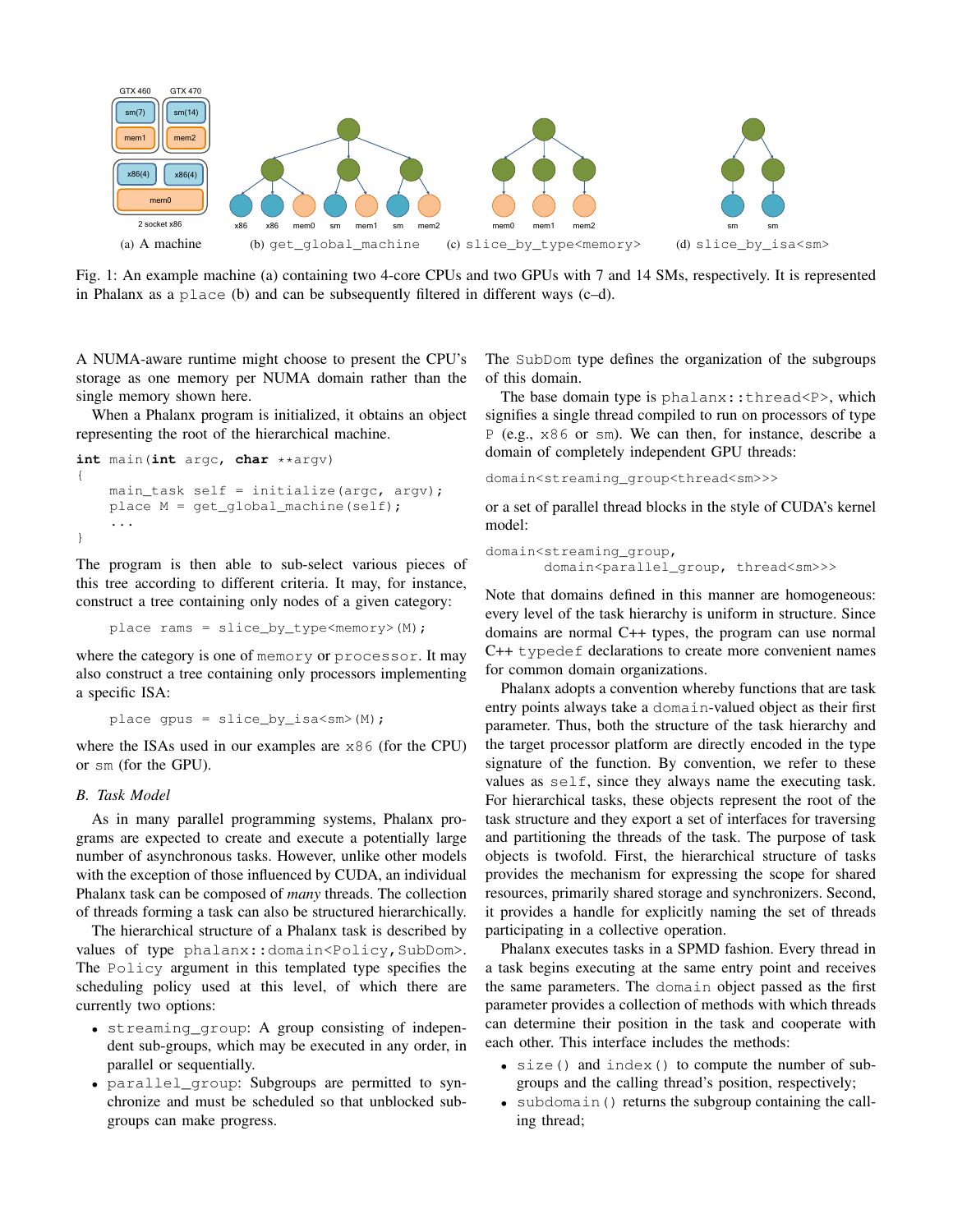GTX 460 GTX 470

sm(7) sm(14)

mem1 mem2

x86(4) x86(4)

mem0

2 socket x86

(a) A machine

x86 x86 mem0 sm mem1 sm mem2

(b) `get_global_machine`

mem0 mem1 mem2

(c) `slice_by_type<memory>`

sm sm

(d) `slice_by_isa<sm>`

Fig. 1: An example machine (a) containing two 4-core CPUs and two GPUs with 7 and 14 SMs, respectively. It is represented in Phalanx as a `place` (b) and can be subsequently filtered in different ways (c–d).

A NUMA-aware runtime might choose to present the CPU's storage as one memory per NUMA domain rather than the single memory shown here.

When a Phalanx program is initialized, it obtains an object representing the root of the hierarchical machine.

```
int main(int argc, char **argv)
{
    main_task self = initialize(argc, argv);
    place M = get_global_machine(self);
    ...
}
```

The program is then able to sub-select various pieces of this tree according to different criteria. It may, for instance, construct a tree containing only nodes of a given category:

```
    place rams = slice_by_type<memory>(M);
```

where the category is one of `memory` or `processor`. It may also construct a tree containing only processors implementing a specific ISA:

```
    place gpus = slice_by_isa<sm>(M);
```

where the ISAs used in our examples are `x86` (for the CPU) or `sm` (for the GPU).

### B. Task Model

As in many parallel programming systems, Phalanx programs are expected to create and execute a potentially large number of asynchronous tasks. However, unlike other models with the exception of those influenced by CUDA, an individual Phalanx task can be composed of *many* threads. The collection of threads forming a task can also be structured hierarchically.

The hierarchical structure of a Phalanx task is described by values of type `phalanx::domain<Policy,SubDom>`. The `Policy` argument in this templated type specifies the scheduling policy used at this level, of which there are currently two options:

- `streaming_group`: A group consisting of independent sub-groups, which may be executed in any order, in parallel or sequentially.
- `parallel_group`: Subgroups are permitted to synchronize and must be scheduled so that unblocked subgroups can make progress.

The `SubDom` type defines the organization of the subgroups of this domain.

The base domain type is `phalanx::thread<P>`, which signifies a single thread compiled to run on processors of type `P` (e.g., `x86` or `sm`). We can then, for instance, describe a domain of completely independent GPU threads:

```
domain<streaming_group<thread<sm>>>
```

or a set of parallel thread blocks in the style of CUDA's kernel model:

```
domain<streaming_group,
       domain<parallel_group, thread<sm>>>
```

Note that domains defined in this manner are homogeneous: every level of the task hierarchy is uniform in structure. Since domains are normal C++ types, the program can use normal C++ `typedef` declarations to create more convenient names for common domain organizations.

Phalanx adopts a convention whereby functions that are task entry points always take a `domain`-valued object as their first parameter. Thus, both the structure of the task hierarchy and the target processor platform are directly encoded in the type signature of the function. By convention, we refer to these values as `self`, since they always name the executing task. For hierarchical tasks, these objects represent the root of the task structure and they export a set of interfaces for traversing and partitioning the threads of the task. The purpose of task objects is twofold. First, the hierarchical structure of tasks provides the mechanism for expressing the scope for shared resources, primarily shared storage and synchronizers. Second, it provides a handle for explicitly naming the set of threads participating in a collective operation.

Phalanx executes tasks in a SPMD fashion. Every thread in a task begins executing at the same entry point and receives the same parameters. The `domain` object passed as the first parameter provides a collection of methods with which threads can determine their position in the task and cooperate with each other. This interface includes the methods:

- `size()` and `index()` to compute the number of subgroups and the calling thread's position, respectively;
- `subdomain()` returns the subgroup containing the calling thread;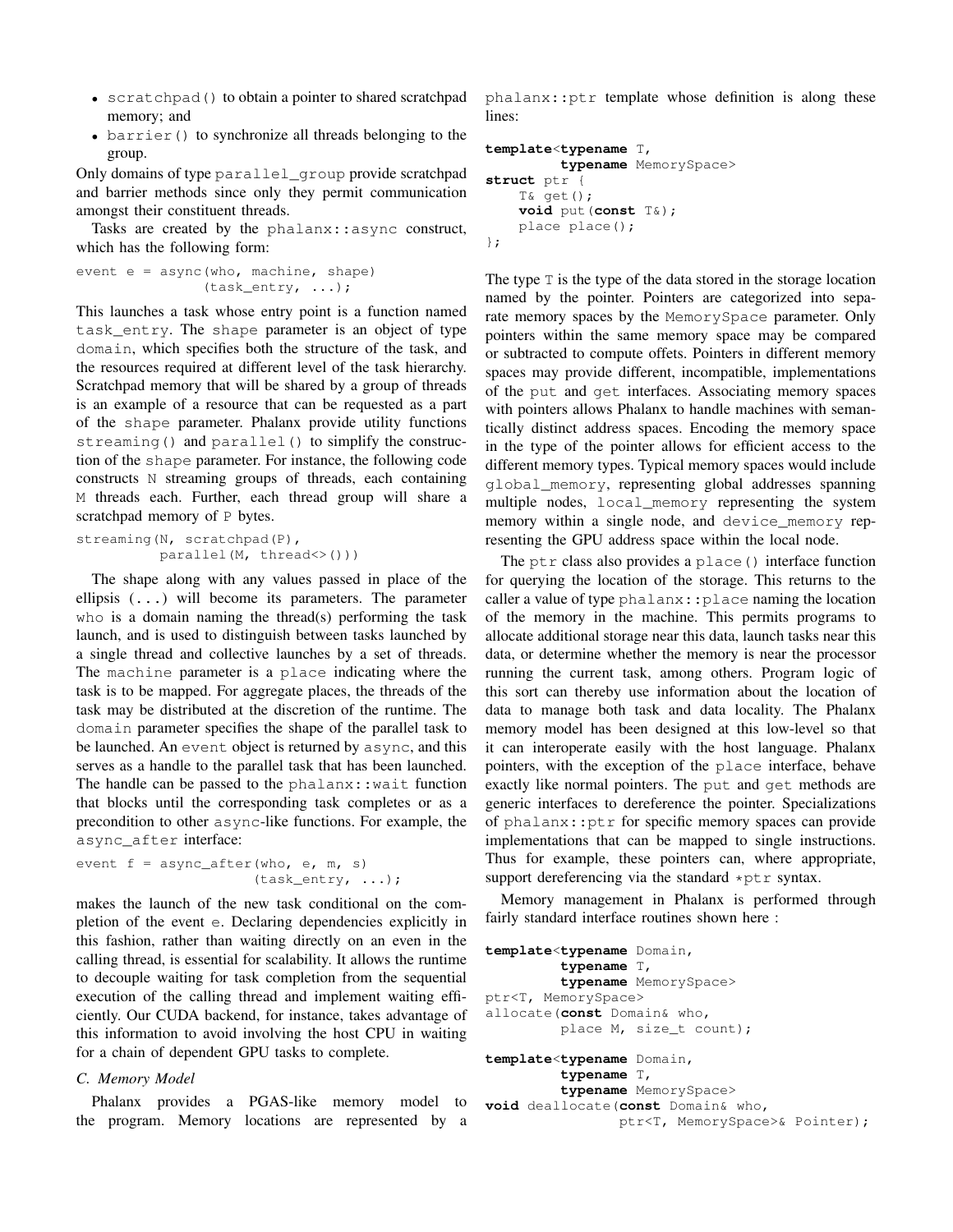- `scratchpad()` to obtain a pointer to shared scratchpad memory; and
- `barrier()` to synchronize all threads belonging to the group.

Only domains of type `parallel_group` provide scratchpad and barrier methods since only they permit communication amongst their constituent threads.

Tasks are created by the `phalanx::async` construct, which has the following form:

```
event e = async(who, machine, shape)
               (task_entry, ...);
```

This launches a task whose entry point is a function named `task_entry`. The `shape` parameter is an object of type `domain`, which specifies both the structure of the task, and the resources required at different level of the task hierarchy. Scratchpad memory that will be shared by a group of threads is an example of a resource that can be requested as a part of the `shape` parameter. Phalanx provide utility functions `streaming()` and `parallel()` to simplify the construction of the `shape` parameter. For instance, the following code constructs `N` streaming groups of threads, each containing `M` threads each. Further, each thread group will share a scratchpad memory of `P` bytes.

```
streaming(N, scratchpad(P),
          parallel(M, thread<>()))
```

The shape along with any values passed in place of the ellipsis (`...`) will become its parameters. The parameter `who` is a domain naming the thread(s) performing the task launch, and is used to distinguish between tasks launched by a single thread and collective launches by a set of threads. The `machine` parameter is a `place` indicating where the task is to be mapped. For aggregate places, the threads of the task may be distributed at the discretion of the runtime. The `domain` parameter specifies the shape of the parallel task to be launched. An `event` object is returned by `async`, and this serves as a handle to the parallel task that has been launched. The handle can be passed to the `phalanx::wait` function that blocks until the corresponding task completes or as a precondition to other `async`-like functions. For example, the `async_after` interface:

```
event f = async_after(who, e, m, s)
                     (task_entry, ...);
```

makes the launch of the new task conditional on the completion of the event `e`. Declaring dependencies explicitly in this fashion, rather than waiting directly on an even in the calling thread, is essential for scalability. It allows the runtime to decouple waiting for task completion from the sequential execution of the calling thread and implement waiting efficiently. Our CUDA backend, for instance, takes advantage of this information to avoid involving the host CPU in waiting for a chain of dependent GPU tasks to complete.

### C. Memory Model

Phalanx provides a PGAS-like memory model to the program. Memory locations are represented by a `phalanx::ptr` template whose definition is along these lines:

```
template<typename T,
         typename MemorySpace>
struct ptr {
    T& get();
    void put(const T&);
    place place();
};
```

The type `T` is the type of the data stored in the storage location named by the pointer. Pointers are categorized into separate memory spaces by the `MemorySpace` parameter. Only pointers within the same memory space may be compared or subtracted to compute offets. Pointers in different memory spaces may provide different, incompatible, implementations of the `put` and `get` interfaces. Associating memory spaces with pointers allows Phalanx to handle machines with semantically distinct address spaces. Encoding the memory space in the type of the pointer allows for efficient access to the different memory types. Typical memory spaces would include `global_memory`, representing global addresses spanning multiple nodes, `local_memory` representing the system memory within a single node, and `device_memory` representing the GPU address space within the local node.

The `ptr` class also provides a `place()` interface function for querying the location of the storage. This returns to the caller a value of type `phalanx::place` naming the location of the memory in the machine. This permits programs to allocate additional storage near this data, launch tasks near this data, or determine whether the memory is near the processor running the current task, among others. Program logic of this sort can thereby use information about the location of data to manage both task and data locality. The Phalanx memory model has been designed at this low-level so that it can interoperate easily with the host language. Phalanx pointers, with the exception of the `place` interface, behave exactly like normal pointers. The `put` and `get` methods are generic interfaces to dereference the pointer. Specializations of `phalanx::ptr` for specific memory spaces can provide implementations that can be mapped to single instructions. Thus for example, these pointers can, where appropriate, support dereferencing via the standard `*ptr` syntax.

Memory management in Phalanx is performed through fairly standard interface routines shown here :

```
template<typename Domain,
         typename T,
         typename MemorySpace>
ptr<T, MemorySpace>
allocate(const Domain& who,
         place M, size_t count);

template<typename Domain,
         typename T,
         typename MemorySpace>
void deallocate(const Domain& who,
                ptr<T, MemorySpace>& Pointer);
```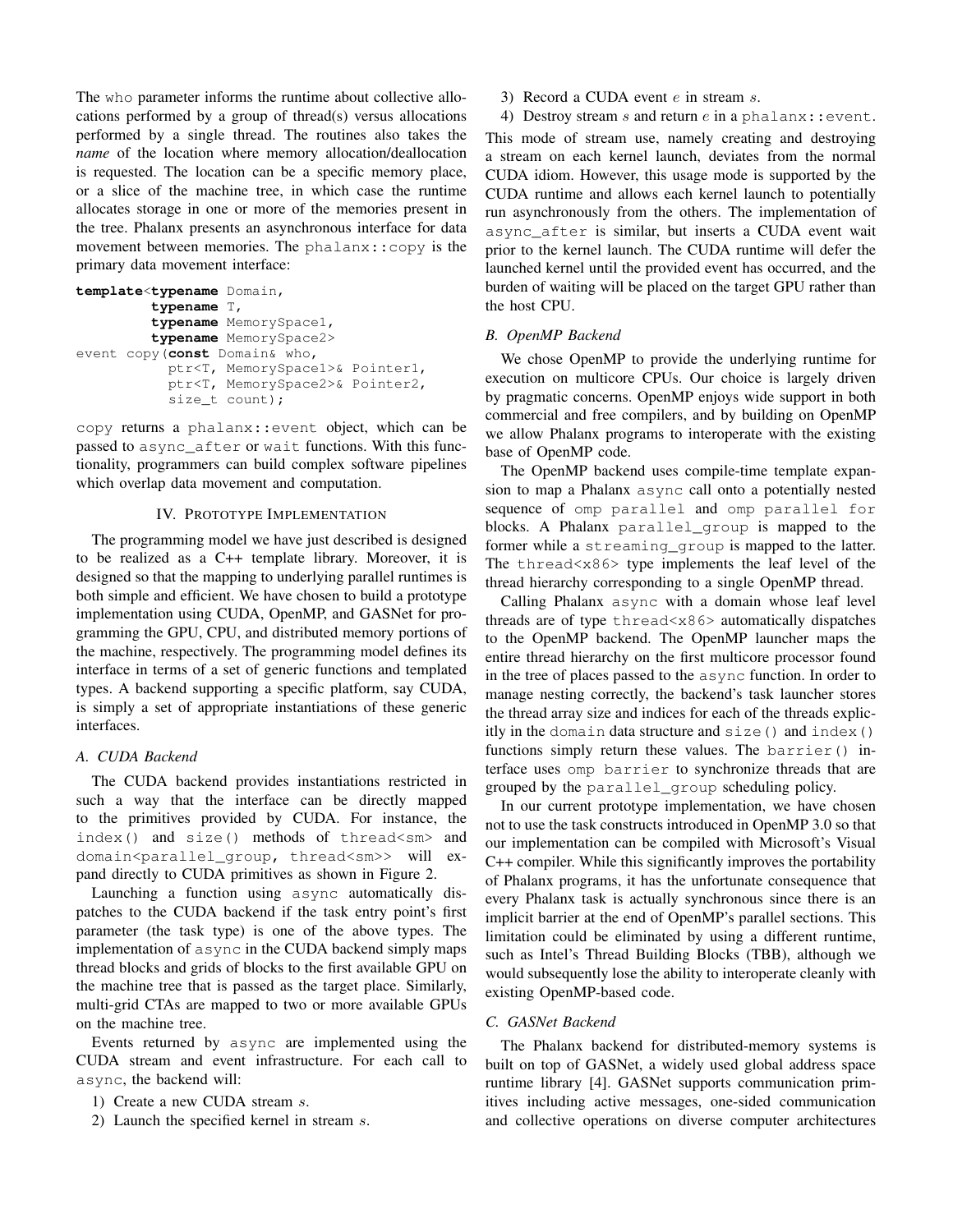The `who` parameter informs the runtime about collective allocations performed by a group of thread(s) versus allocations performed by a single thread. The routines also takes the *name* of the location where memory allocation/deallocation is requested. The location can be a specific memory place, or a slice of the machine tree, in which case the runtime allocates storage in one or more of the memories present in the tree. Phalanx presents an asynchronous interface for data movement between memories. The `phalanx::copy` is the primary data movement interface:

```
template<typename Domain,
         typename T,
         typename MemorySpace1,
         typename MemorySpace2>
event copy(const Domain& who,
           ptr<T, MemorySpace1>& Pointer1,
           ptr<T, MemorySpace2>& Pointer2,
           size_t count);
```

`copy` returns a `phalanx::event` object, which can be passed to `async_after` or `wait` functions. With this functionality, programmers can build complex software pipelines which overlap data movement and computation.

## IV. Prototype Implementation

The programming model we have just described is designed to be realized as a C++ template library. Moreover, it is designed so that the mapping to underlying parallel runtimes is both simple and efficient. We have chosen to build a prototype implementation using CUDA, OpenMP, and GASNet for programming the GPU, CPU, and distributed memory portions of the machine, respectively. The programming model defines its interface in terms of a set of generic functions and templated types. A backend supporting a specific platform, say CUDA, is simply a set of appropriate instantiations of these generic interfaces.

### A. CUDA Backend

The CUDA backend provides instantiations restricted in such a way that the interface can be directly mapped to the primitives provided by CUDA. For instance, the `index()` and `size()` methods of `thread<sm>` and `domain<parallel_group, thread<sm>>` will expand directly to CUDA primitives as shown in Figure 2.

Launching a function using `async` automatically dispatches to the CUDA backend if the task entry point's first parameter (the task type) is one of the above types. The implementation of `async` in the CUDA backend simply maps thread blocks and grids of blocks to the first available GPU on the machine tree that is passed as the target place. Similarly, multi-grid CTAs are mapped to two or more available GPUs on the machine tree.

Events returned by `async` are implemented using the CUDA stream and event infrastructure. For each call to `async`, the backend will:

1) Create a new CUDA stream $s$.
2) Launch the specified kernel in stream $s$.
3) Record a CUDA event $e$ in stream $s$.
4) Destroy stream $s$ and return $e$ in a `phalanx::event`.

This mode of stream use, namely creating and destroying a stream on each kernel launch, deviates from the normal CUDA idiom. However, this usage mode is supported by the CUDA runtime and allows each kernel launch to potentially run asynchronously from the others. The implementation of `async_after` is similar, but inserts a CUDA event wait prior to the kernel launch. The CUDA runtime will defer the launched kernel until the provided event has occurred, and the burden of waiting will be placed on the target GPU rather than the host CPU.

### B. OpenMP Backend

We chose OpenMP to provide the underlying runtime for execution on multicore CPUs. Our choice is largely driven by pragmatic concerns. OpenMP enjoys wide support in both commercial and free compilers, and by building on OpenMP we allow Phalanx programs to interoperate with the existing base of OpenMP code.

The OpenMP backend uses compile-time template expansion to map a Phalanx `async` call onto a potentially nested sequence of `omp parallel` and `omp parallel for` blocks. A Phalanx `parallel_group` is mapped to the former while a `streaming_group` is mapped to the latter. The `thread<x86>` type implements the leaf level of the thread hierarchy corresponding to a single OpenMP thread.

Calling Phalanx `async` with a domain whose leaf level threads are of type `thread<x86>` automatically dispatches to the OpenMP backend. The OpenMP launcher maps the entire thread hierarchy on the first multicore processor found in the tree of places passed to the `async` function. In order to manage nesting correctly, the backend's task launcher stores the thread array size and indices for each of the threads explicitly in the `domain` data structure and `size()` and `index()` functions simply return these values. The `barrier()` interface uses `omp barrier` to synchronize threads that are grouped by the `parallel_group` scheduling policy.

In our current prototype implementation, we have chosen not to use the task constructs introduced in OpenMP 3.0 so that our implementation can be compiled with Microsoft's Visual C++ compiler. While this significantly improves the portability of Phalanx programs, it has the unfortunate consequence that every Phalanx task is actually synchronous since there is an implicit barrier at the end of OpenMP's parallel sections. This limitation could be eliminated by using a different runtime, such as Intel's Thread Building Blocks (TBB), although we would subsequently lose the ability to interoperate cleanly with existing OpenMP-based code.

### C. GASNet Backend

The Phalanx backend for distributed-memory systems is built on top of GASNet, a widely used global address space runtime library [4]. GASNet supports communication primitives including active messages, one-sided communication and collective operations on diverse computer architectures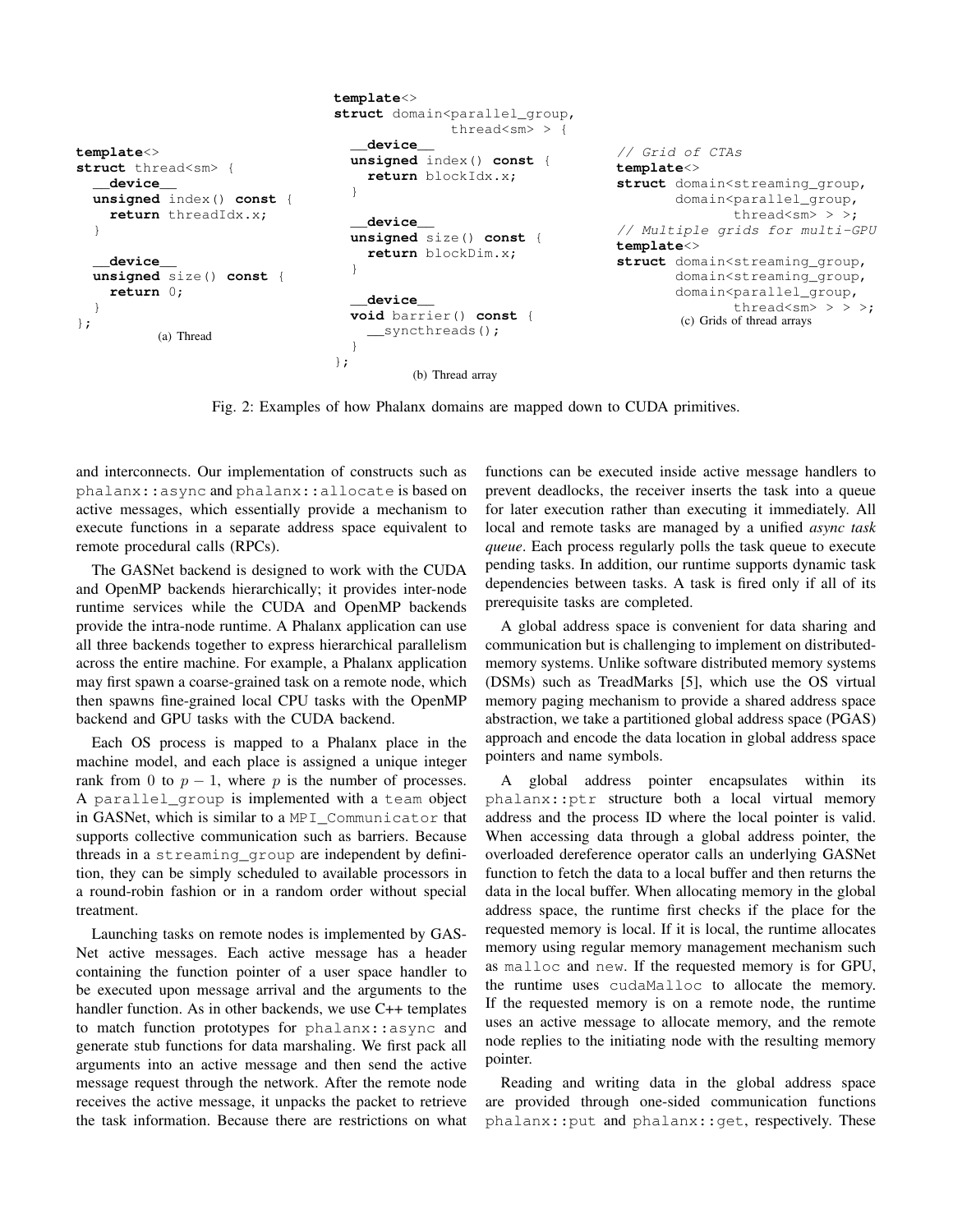```
template<>
struct thread<sm> {
  __device__
  unsigned index() const {
    return threadIdx.x;
  }

  __device__
  unsigned size() const {
    return 0;
  }
};
```

(a) Thread

```
template<>
struct domain<parallel_group,
              thread<sm> > {
  __device__
  unsigned index() const {
    return blockIdx.x;
  }

  __device__
  unsigned size() const {
    return blockDim.x;
  }

  __device__
  void barrier() const {
    __syncthreads();
  }
};
```

(b) Thread array

```
// Grid of CTAs
template<>
struct domain<streaming_group,
       domain<parallel_group,
              thread<sm> > >;
// Multiple grids for multi-GPU
template<>
struct domain<streaming_group,
       domain<streaming_group,
       domain<parallel_group,
              thread<sm> > > >;
```

(c) Grids of thread arrays

Fig. 2: Examples of how Phalanx domains are mapped down to CUDA primitives.

and interconnects. Our implementation of constructs such as phalanx::async and phalanx::allocate is based on active messages, which essentially provide a mechanism to execute functions in a separate address space equivalent to remote procedural calls (RPCs).

The GASNet backend is designed to work with the CUDA and OpenMP backends hierarchically; it provides inter-node runtime services while the CUDA and OpenMP backends provide the intra-node runtime. A Phalanx application can use all three backends together to express hierarchical parallelism across the entire machine. For example, a Phalanx application may first spawn a coarse-grained task on a remote node, which then spawns fine-grained local CPU tasks with the OpenMP backend and GPU tasks with the CUDA backend.

Each OS process is mapped to a Phalanx place in the machine model, and each place is assigned a unique integer rank from 0 to $p-1$, where $p$ is the number of processes. A parallel_group is implemented with a team object in GASNet, which is similar to a MPI_Communicator that supports collective communication such as barriers. Because threads in a streaming_group are independent by definition, they can be simply scheduled to available processors in a round-robin fashion or in a random order without special treatment.

Launching tasks on remote nodes is implemented by GASNet active messages. Each active message has a header containing the function pointer of a user space handler to be executed upon message arrival and the arguments to the handler function. As in other backends, we use C++ templates to match function prototypes for phalanx::async and generate stub functions for data marshaling. We first pack all arguments into an active message and then send the active message request through the network. After the remote node receives the active message, it unpacks the packet to retrieve the task information. Because there are restrictions on what functions can be executed inside active message handlers to prevent deadlocks, the receiver inserts the task into a queue for later execution rather than executing it immediately. All local and remote tasks are managed by a unified *async task queue*. Each process regularly polls the task queue to execute pending tasks. In addition, our runtime supports dynamic task dependencies between tasks. A task is fired only if all of its prerequisite tasks are completed.

A global address space is convenient for data sharing and communication but is challenging to implement on distributed-memory systems. Unlike software distributed memory systems (DSMs) such as TreadMarks [5], which use the OS virtual memory paging mechanism to provide a shared address space abstraction, we take a partitioned global address space (PGAS) approach and encode the data location in global address space pointers and name symbols.

A global address pointer encapsulates within its phalanx::ptr structure both a local virtual memory address and the process ID where the local pointer is valid. When accessing data through a global address pointer, the overloaded dereference operator calls an underlying GASNet function to fetch the data to a local buffer and then returns the data in the local buffer. When allocating memory in the global address space, the runtime first checks if the place for the requested memory is local. If it is local, the runtime allocates memory using regular memory management mechanism such as malloc and new. If the requested memory is for GPU, the runtime uses cudaMalloc to allocate the memory. If the requested memory is on a remote node, the runtime uses an active message to allocate memory, and the remote node replies to the initiating node with the resulting memory pointer.

Reading and writing data in the global address space are provided through one-sided communication functions phalanx::put and phalanx::get, respectively. These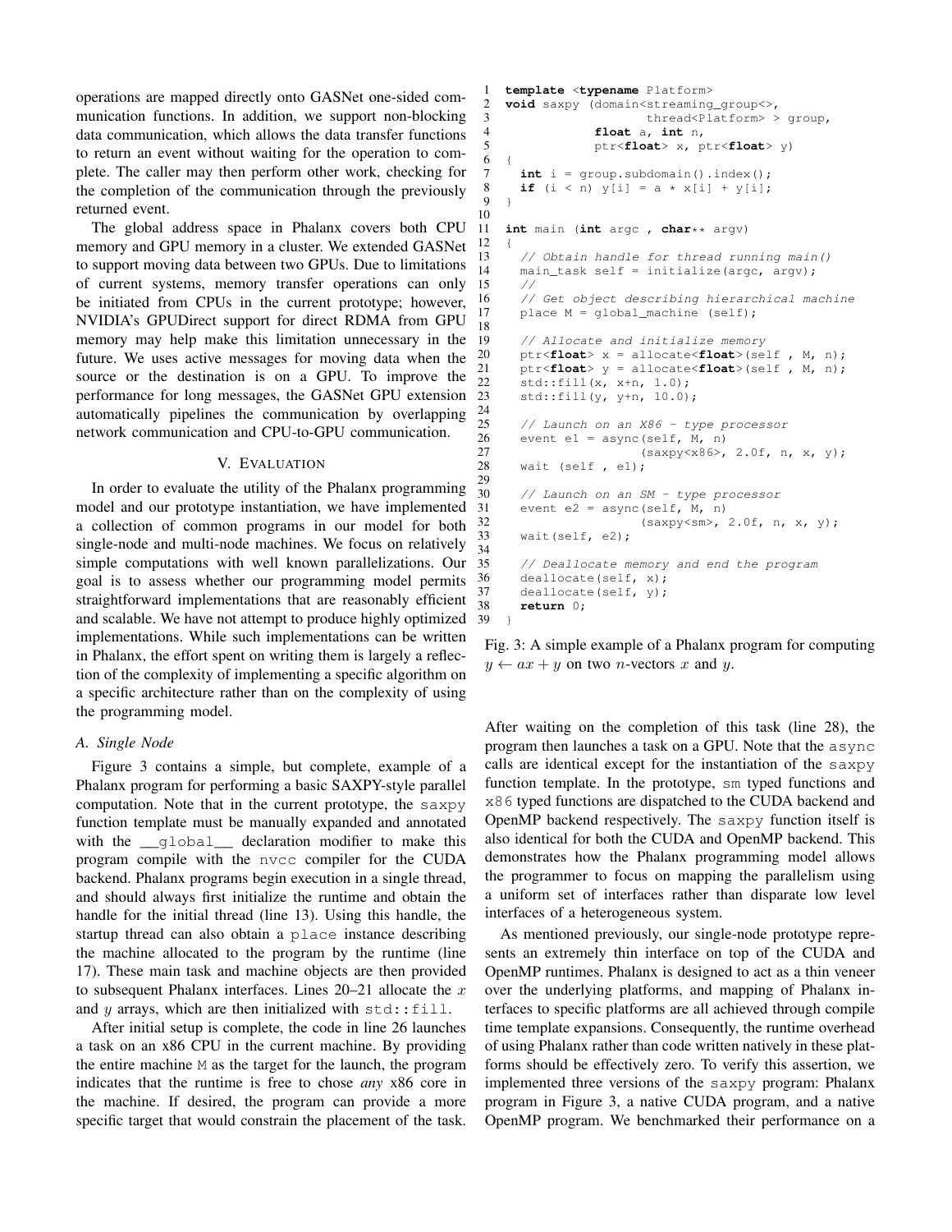operations are mapped directly onto GASNet one-sided communication functions. In addition, we support non-blocking data communication, which allows the data transfer functions to return an event without waiting for the operation to complete. The caller may then perform other work, checking for the completion of the communication through the previously returned event.

The global address space in Phalanx covers both CPU memory and GPU memory in a cluster. We extended GASNet to support moving data between two GPUs. Due to limitations of current systems, memory transfer operations can only be initiated from CPUs in the current prototype; however, NVIDIA's GPUDirect support for direct RDMA from GPU memory may help make this limitation unnecessary in the future. We uses active messages for moving data when the source or the destination is on a GPU. To improve the performance for long messages, the GASNet GPU extension automatically pipelines the communication by overlapping network communication and CPU-to-GPU communication.

## V. Evaluation

In order to evaluate the utility of the Phalanx programming model and our prototype instantiation, we have implemented a collection of common programs in our model for both single-node and multi-node machines. We focus on relatively simple computations with well known parallelizations. Our goal is to assess whether our programming model permits straightforward implementations that are reasonably efficient and scalable. We have not attempt to produce highly optimized implementations. While such implementations can be written in Phalanx, the effort spent on writing them is largely a reflection of the complexity of implementing a specific algorithm on a specific architecture rather than on the complexity of using the programming model.

### A. Single Node

Figure 3 contains a simple, but complete, example of a Phalanx program for performing a basic SAXPY-style parallel computation. Note that in the current prototype, the `saxpy` function template must be manually expanded and annotated with the `__global__` declaration modifier to make this program compile with the `nvcc` compiler for the CUDA backend. Phalanx programs begin execution in a single thread, and should always first initialize the runtime and obtain the handle for the initial thread (line 13). Using this handle, the startup thread can also obtain a `place` instance describing the machine allocated to the program by the runtime (line 17). These main task and machine objects are then provided to subsequent Phalanx interfaces. Lines 20–21 allocate the $x$ and $y$ arrays, which are then initialized with `std::fill`.

After initial setup is complete, the code in line 26 launches a task on an x86 CPU in the current machine. By providing the entire machine `M` as the target for the launch, the program indicates that the runtime is free to chose *any* x86 core in the machine. If desired, the program can provide a more specific target that would constrain the placement of the task.

```
1  template <typename Platform>
2  void saxpy (domain<streaming_group<>,
3                     thread<Platform> > group,
4              float a, int n,
5              ptr<float> x, ptr<float> y)
6  {
7    int i = group.subdomain().index();
8    if (i < n) y[i] = a * x[i] + y[i];
9  }
10
11 int main (int argc , char** argv)
12 {
13   // Obtain handle for thread running main()
14   main_task self = initialize(argc, argv);
15   //
16   // Get object describing hierarchical machine
17   place M = global_machine (self);
18
19   // Allocate and initialize memory
20   ptr<float> x = allocate<float>(self , M, n);
21   ptr<float> y = allocate<float>(self , M, n);
22   std::fill(x, x+n, 1.0);
23   std::fill(y, y+n, 10.0);
24
25   // Launch on an X86 - type processor
26   event e1 = async(self, M, n)
27                   (saxpy<x86>, 2.0f, n, x, y);
28   wait (self , e1);
29
30   // Launch on an SM - type processor
31   event e2 = async(self, M, n)
32                   (saxpy<sm>, 2.0f, n, x, y);
33   wait(self, e2);
34
35   // Deallocate memory and end the program
36   deallocate(self, x);
37   deallocate(self, y);
38   return 0;
39 }
```

Fig. 3: A simple example of a Phalanx program for computing $y \leftarrow ax + y$ on two $n$-vectors $x$ and $y$.

After waiting on the completion of this task (line 28), the program then launches a task on a GPU. Note that the `async` calls are identical except for the instantiation of the `saxpy` function template. In the prototype, `sm` typed functions and `x86` typed functions are dispatched to the CUDA backend and OpenMP backend respectively. The `saxpy` function itself is also identical for both the CUDA and OpenMP backend. This demonstrates how the Phalanx programming model allows the programmer to focus on mapping the parallelism using a uniform set of interfaces rather than disparate low level interfaces of a heterogeneous system.

As mentioned previously, our single-node prototype represents an extremely thin interface on top of the CUDA and OpenMP runtimes. Phalanx is designed to act as a thin veneer over the underlying platforms, and mapping of Phalanx interfaces to specific platforms are all achieved through compile time template expansions. Consequently, the runtime overhead of using Phalanx rather than code written natively in these platforms should be effectively zero. To verify this assertion, we implemented three versions of the `saxpy` program: Phalanx program in Figure 3, a native CUDA program, and a native OpenMP program. We benchmarked their performance on a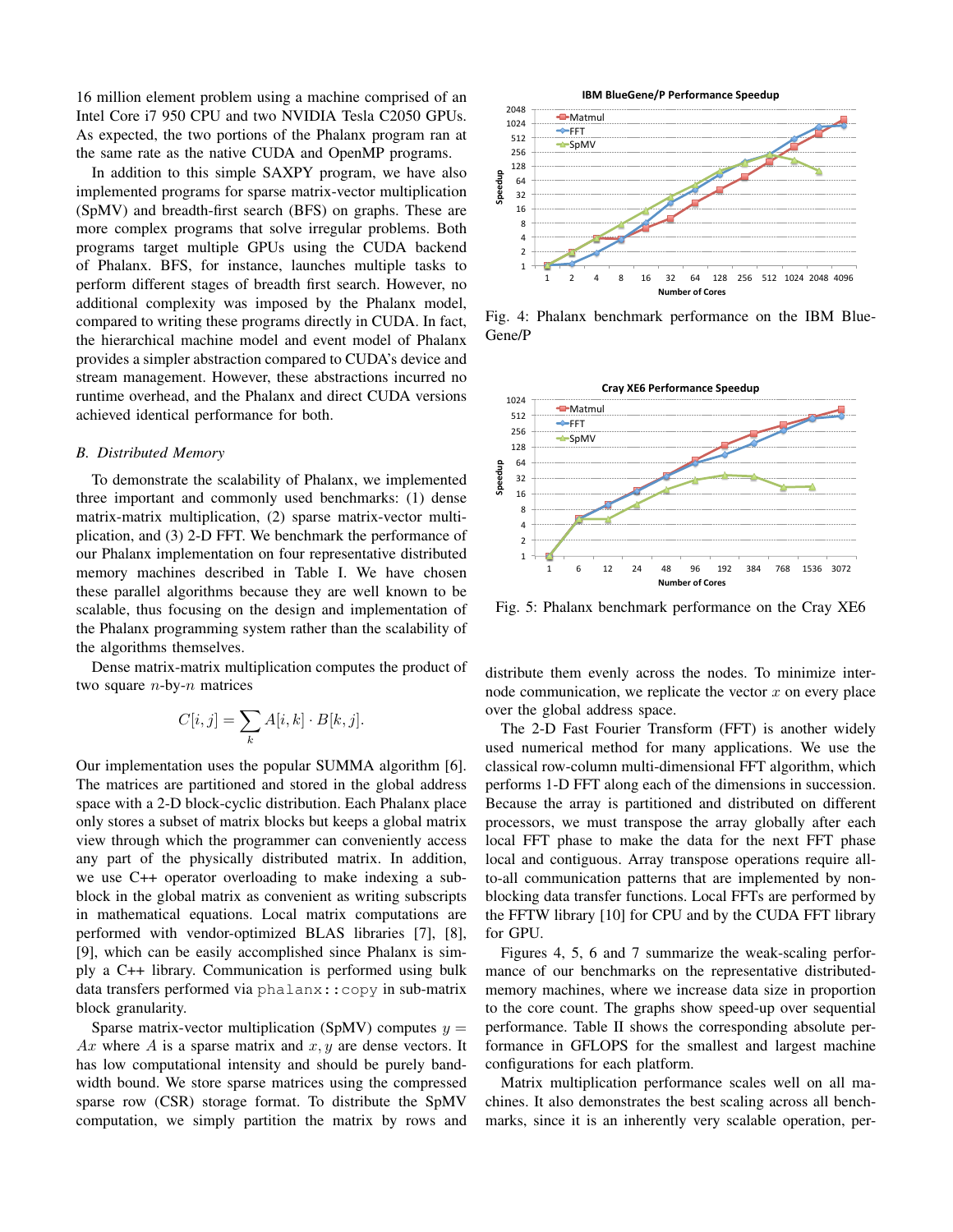16 million element problem using a machine comprised of an Intel Core i7 950 CPU and two NVIDIA Tesla C2050 GPUs. As expected, the two portions of the Phalanx program ran at the same rate as the native CUDA and OpenMP programs.

In addition to this simple SAXPY program, we have also implemented programs for sparse matrix-vector multiplication (SpMV) and breadth-first search (BFS) on graphs. These are more complex programs that solve irregular problems. Both programs target multiple GPUs using the CUDA backend of Phalanx. BFS, for instance, launches multiple tasks to perform different stages of breadth first search. However, no additional complexity was imposed by the Phalanx model, compared to writing these programs directly in CUDA. In fact, the hierarchical machine model and event model of Phalanx provides a simpler abstraction compared to CUDA's device and stream management. However, these abstractions incurred no runtime overhead, and the Phalanx and direct CUDA versions achieved identical performance for both.

### *B. Distributed Memory*

To demonstrate the scalability of Phalanx, we implemented three important and commonly used benchmarks: (1) dense matrix-matrix multiplication, (2) sparse matrix-vector multiplication, and (3) 2-D FFT. We benchmark the performance of our Phalanx implementation on four representative distributed memory machines described in Table I. We have chosen these parallel algorithms because they are well known to be scalable, thus focusing on the design and implementation of the Phalanx programming system rather than the scalability of the algorithms themselves.

Dense matrix-matrix multiplication computes the product of two square $n$-by-$n$ matrices

$$C[i,j] = \sum_{k} A[i,k] \cdot B[k,j].$$

Our implementation uses the popular SUMMA algorithm [6]. The matrices are partitioned and stored in the global address space with a 2-D block-cyclic distribution. Each Phalanx place only stores a subset of matrix blocks but keeps a global matrix view through which the programmer can conveniently access any part of the physically distributed matrix. In addition, we use C++ operator overloading to make indexing a sub-block in the global matrix as convenient as writing subscripts in mathematical equations. Local matrix computations are performed with vendor-optimized BLAS libraries [7], [8], [9], which can be easily accomplished since Phalanx is simply a C++ library. Communication is performed using bulk data transfers performed via `phalanx::copy` in sub-matrix block granularity.

Sparse matrix-vector multiplication (SpMV) computes $y = Ax$ where $A$ is a sparse matrix and $x, y$ are dense vectors. It has low computational intensity and should be purely bandwidth bound. We store sparse matrices using the compressed sparse row (CSR) storage format. To distribute the SpMV computation, we simply partition the matrix by rows and distribute them evenly across the nodes. To minimize inter-node communication, we replicate the vector $x$ on every place over the global address space.

Fig. 4: Phalanx benchmark performance on the IBM BlueGene/P

Fig. 5: Phalanx benchmark performance on the Cray XE6

The 2-D Fast Fourier Transform (FFT) is another widely used numerical method for many applications. We use the classical row-column multi-dimensional FFT algorithm, which performs 1-D FFT along each of the dimensions in succession. Because the array is partitioned and distributed on different processors, we must transpose the array globally after each local FFT phase to make the data for the next FFT phase local and contiguous. Array transpose operations require all-to-all communication patterns that are implemented by non-blocking data transfer functions. Local FFTs are performed by the FFTW library [10] for CPU and by the CUDA FFT library for GPU.

Figures 4, 5, 6 and 7 summarize the weak-scaling performance of our benchmarks on the representative distributed-memory machines, where we increase data size in proportion to the core count. The graphs show speed-up over sequential performance. Table II shows the corresponding absolute performance in GFLOPS for the smallest and largest machine configurations for each platform.

Matrix multiplication performance scales well on all machines. It also demonstrates the best scaling across all benchmarks, since it is an inherently very scalable operation, per-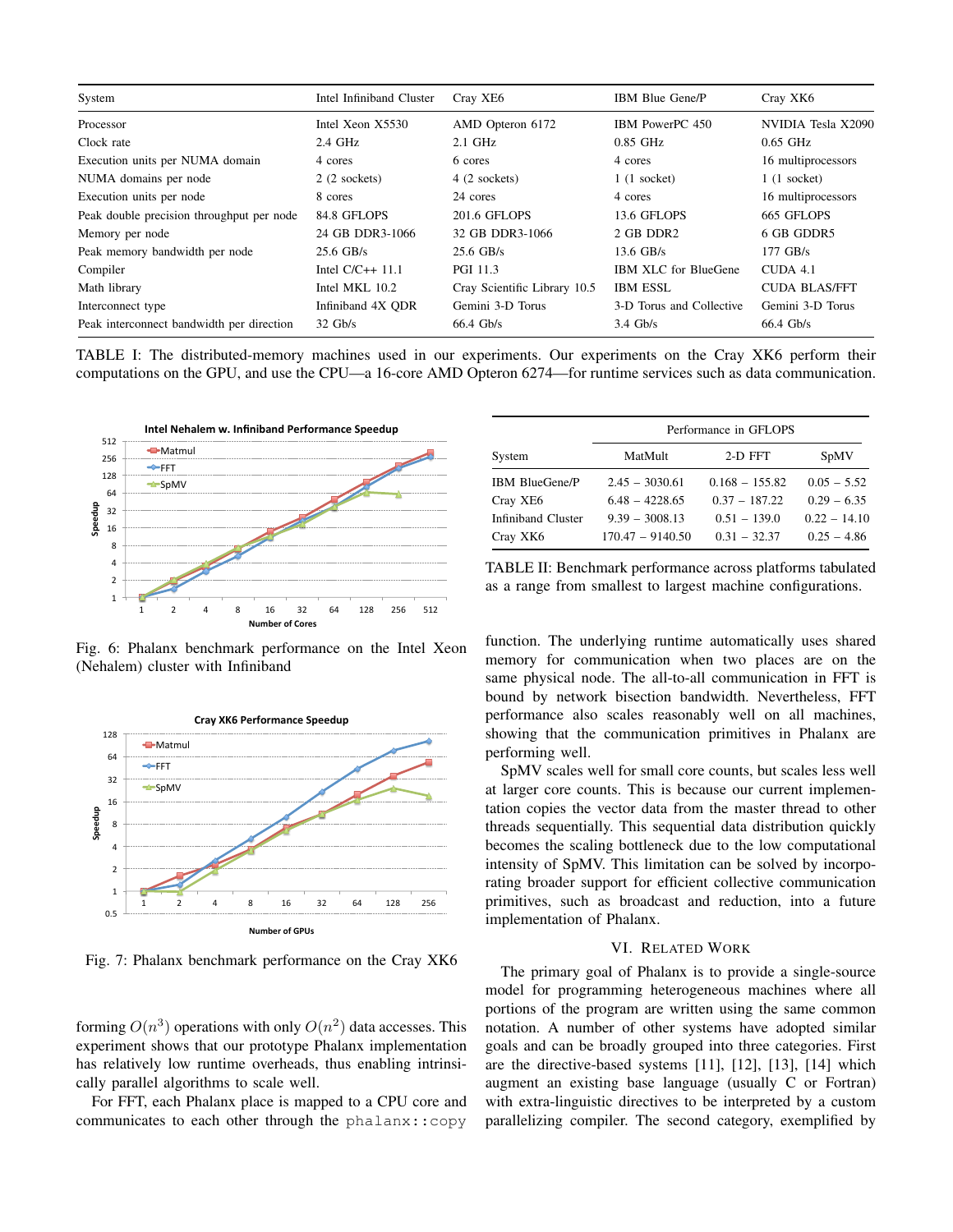| System | Intel Infiniband Cluster | Cray XE6 | IBM Blue Gene/P | Cray XK6 |
| --- | --- | --- | --- | --- |
| Processor | Intel Xeon X5530 | AMD Opteron 6172 | IBM PowerPC 450 | NVIDIA Tesla X2090 |
| Clock rate | 2.4 GHz | 2.1 GHz | 0.85 GHz | 0.65 GHz |
| Execution units per NUMA domain | 4 cores | 6 cores | 4 cores | 16 multiprocessors |
| NUMA domains per node | 2 (2 sockets) | 4 (2 sockets) | 1 (1 socket) | 1 (1 socket) |
| Execution units per node | 8 cores | 24 cores | 4 cores | 16 multiprocessors |
| Peak double precision throughput per node | 84.8 GFLOPS | 201.6 GFLOPS | 13.6 GFLOPS | 665 GFLOPS |
| Memory per node | 24 GB DDR3-1066 | 32 GB DDR3-1066 | 2 GB DDR2 | 6 GB GDDR5 |
| Peak memory bandwidth per node | 25.6 GB/s | 25.6 GB/s | 13.6 GB/s | 177 GB/s |
| Compiler | Intel C/C++ 11.1 | PGI 11.3 | IBM XLC for BlueGene | CUDA 4.1 |
| Math library | Intel MKL 10.2 | Cray Scientific Library 10.5 | IBM ESSL | CUDA BLAS/FFT |
| Interconnect type | Infiniband 4X QDR | Gemini 3-D Torus | 3-D Torus and Collective | Gemini 3-D Torus |
| Peak interconnect bandwidth per direction | 32 Gb/s | 66.4 Gb/s | 3.4 Gb/s | 66.4 Gb/s |

TABLE I: The distributed-memory machines used in our experiments. Our experiments on the Cray XK6 perform their computations on the GPU, and use the CPU—a 16-core AMD Opteron 6274—for runtime services such as data communication.

Fig. 6: Phalanx benchmark performance on the Intel Xeon (Nehalem) cluster with Infiniband

Fig. 7: Phalanx benchmark performance on the Cray XK6

forming $O(n^3)$ operations with only $O(n^2)$ data accesses. This experiment shows that our prototype Phalanx implementation has relatively low runtime overheads, thus enabling intrinsically parallel algorithms to scale well.

For FFT, each Phalanx place is mapped to a CPU core and communicates to each other through the `phalanx::copy` function. The underlying runtime automatically uses shared memory for communication when two places are on the same physical node. The all-to-all communication in FFT is bound by network bisection bandwidth. Nevertheless, FFT performance also scales reasonably well on all machines, showing that the communication primitives in Phalanx are performing well.

| | Performance in GFLOPS | | |
| --- | --- | --- | --- |
| System | MatMult | 2-D FFT | SpMV |
| IBM BlueGene/P | 2.45 – 3030.61 | 0.168 – 155.82 | 0.05 – 5.52 |
| Cray XE6 | 6.48 – 4228.65 | 0.37 – 187.22 | 0.29 – 6.35 |
| Infiniband Cluster | 9.39 – 3008.13 | 0.51 – 139.0 | 0.22 – 14.10 |
| Cray XK6 | 170.47 – 9140.50 | 0.31 – 32.37 | 0.25 – 4.86 |

TABLE II: Benchmark performance across platforms tabulated as a range from smallest to largest machine configurations.

SpMV scales well for small core counts, but scales less well at larger core counts. This is because our current implementation copies the vector data from the master thread to other threads sequentially. This sequential data distribution quickly becomes the scaling bottleneck due to the low computational intensity of SpMV. This limitation can be solved by incorporating broader support for efficient collective communication primitives, such as broadcast and reduction, into a future implementation of Phalanx.

## VI. Related Work

The primary goal of Phalanx is to provide a single-source model for programming heterogeneous machines where all portions of the program are written using the same common notation. A number of other systems have adopted similar goals and can be broadly grouped into three categories. First are the directive-based systems [11], [12], [13], [14] which augment an existing base language (usually C or Fortran) with extra-linguistic directives to be interpreted by a custom parallelizing compiler. The second category, exemplified by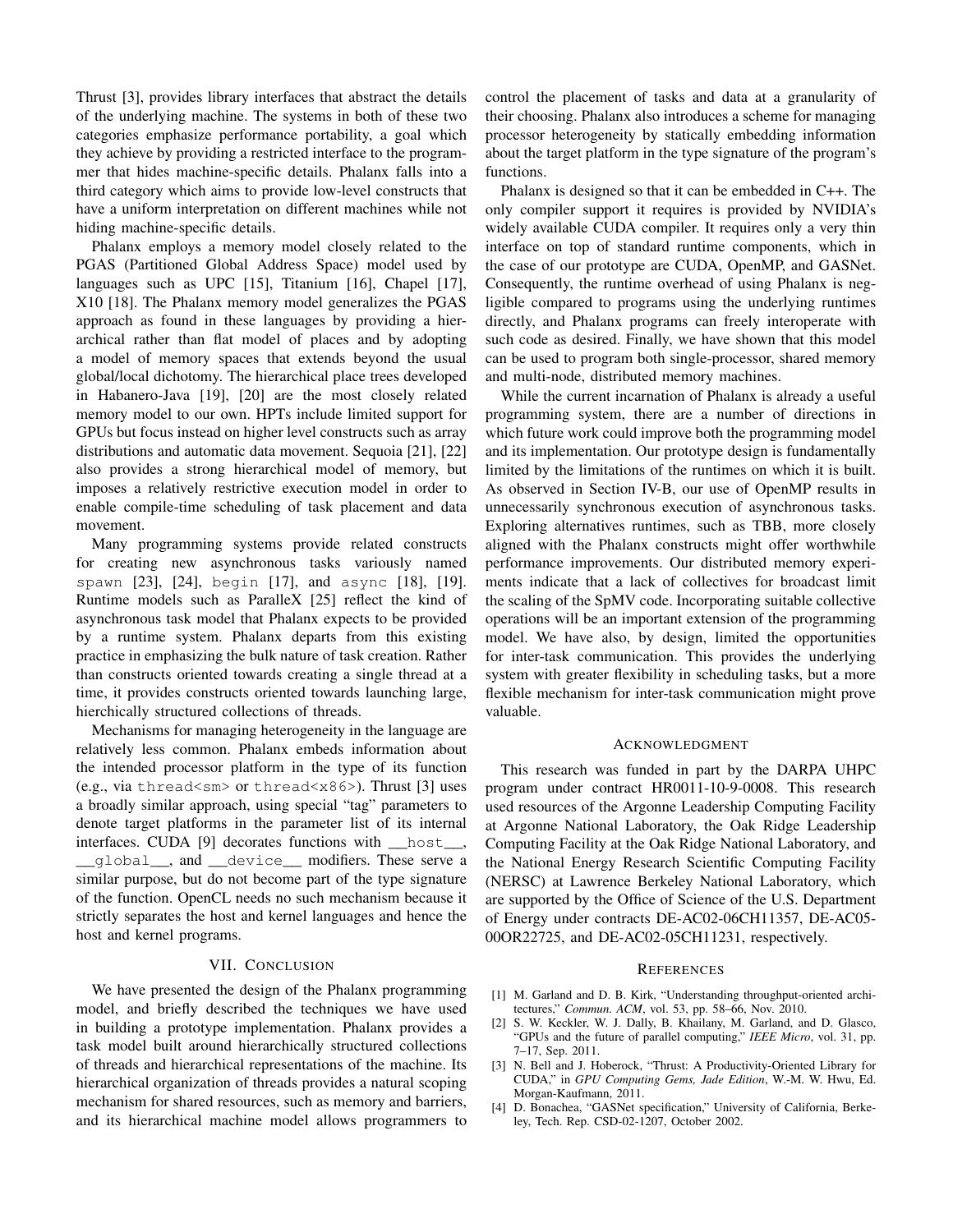Thrust [3], provides library interfaces that abstract the details of the underlying machine. The systems in both of these two categories emphasize performance portability, a goal which they achieve by providing a restricted interface to the programmer that hides machine-specific details. Phalanx falls into a third category which aims to provide low-level constructs that have a uniform interpretation on different machines while not hiding machine-specific details.

Phalanx employs a memory model closely related to the PGAS (Partitioned Global Address Space) model used by languages such as UPC [15], Titanium [16], Chapel [17], X10 [18]. The Phalanx memory model generalizes the PGAS approach as found in these languages by providing a hierarchical rather than flat model of places and by adopting a model of memory spaces that extends beyond the usual global/local dichotomy. The hierarchical place trees developed in Habanero-Java [19], [20] are the most closely related memory model to our own. HPTs include limited support for GPUs but focus instead on higher level constructs such as array distributions and automatic data movement. Sequoia [21], [22] also provides a strong hierarchical model of memory, but imposes a relatively restrictive execution model in order to enable compile-time scheduling of task placement and data movement.

Many programming systems provide related constructs for creating new asynchronous tasks variously named `spawn` [23], [24], `begin` [17], and `async` [18], [19]. Runtime models such as ParalleX [25] reflect the kind of asynchronous task model that Phalanx expects to be provided by a runtime system. Phalanx departs from this existing practice in emphasizing the bulk nature of task creation. Rather than constructs oriented towards creating a single thread at a time, it provides constructs oriented towards launching large, hierchically structured collections of threads.

Mechanisms for managing heterogeneity in the language are relatively less common. Phalanx embeds information about the intended processor platform in the type of its function (e.g., via `thread<sm>` or `thread<x86>`). Thrust [3] uses a broadly similar approach, using special "tag" parameters to denote target platforms in the parameter list of its internal interfaces. CUDA [9] decorates functions with `__host__`, `__global__`, and `__device__` modifiers. These serve a similar purpose, but do not become part of the type signature of the function. OpenCL needs no such mechanism because it strictly separates the host and kernel languages and hence the host and kernel programs.

## VII. Conclusion

We have presented the design of the Phalanx programming model, and briefly described the techniques we have used in building a prototype implementation. Phalanx provides a task model built around hierarchically structured collections of threads and hierarchical representations of the machine. Its hierarchical organization of threads provides a natural scoping mechanism for shared resources, such as memory and barriers, and its hierarchical machine model allows programmers to control the placement of tasks and data at a granularity of their choosing. Phalanx also introduces a scheme for managing processor heterogeneity by statically embedding information about the target platform in the type signature of the program's functions.

Phalanx is designed so that it can be embedded in C++. The only compiler support it requires is provided by NVIDIA's widely available CUDA compiler. It requires only a very thin interface on top of standard runtime components, which in the case of our prototype are CUDA, OpenMP, and GASNet. Consequently, the runtime overhead of using Phalanx is negligible compared to programs using the underlying runtimes directly, and Phalanx programs can freely interoperate with such code as desired. Finally, we have shown that this model can be used to program both single-processor, shared memory and multi-node, distributed memory machines.

While the current incarnation of Phalanx is already a useful programming system, there are a number of directions in which future work could improve both the programming model and its implementation. Our prototype design is fundamentally limited by the limitations of the runtimes on which it is built. As observed in Section IV-B, our use of OpenMP results in unnecessarily synchronous execution of asynchronous tasks. Exploring alternatives runtimes, such as TBB, more closely aligned with the Phalanx constructs might offer worthwhile performance improvements. Our distributed memory experiments indicate that a lack of collectives for broadcast limit the scaling of the SpMV code. Incorporating suitable collective operations will be an important extension of the programming model. We have also, by design, limited the opportunities for inter-task communication. This provides the underlying system with greater flexibility in scheduling tasks, but a more flexible mechanism for inter-task communication might prove valuable.

## Acknowledgment

This research was funded in part by the DARPA UHPC program under contract HR0011-10-9-0008. This research used resources of the Argonne Leadership Computing Facility at Argonne National Laboratory, the Oak Ridge Leadership Computing Facility at the Oak Ridge National Laboratory, and the National Energy Research Scientific Computing Facility (NERSC) at Lawrence Berkeley National Laboratory, which are supported by the Office of Science of the U.S. Department of Energy under contracts DE-AC02-06CH11357, DE-AC05-00OR22725, and DE-AC02-05CH11231, respectively.

## References

[1] M. Garland and D. B. Kirk, "Understanding throughput-oriented architectures," *Commun. ACM*, vol. 53, pp. 58–66, Nov. 2010.

[2] S. W. Keckler, W. J. Dally, B. Khailany, M. Garland, and D. Glasco, "GPUs and the future of parallel computing," *IEEE Micro*, vol. 31, pp. 7–17, Sep. 2011.

[3] N. Bell and J. Hoberock, "Thrust: A Productivity-Oriented Library for CUDA," in *GPU Computing Gems, Jade Edition*, W.-M. W. Hwu, Ed. Morgan-Kaufmann, 2011.

[4] D. Bonachea, "GASNet specification," University of California, Berkeley, Tech. Rep. CSD-02-1207, October 2002.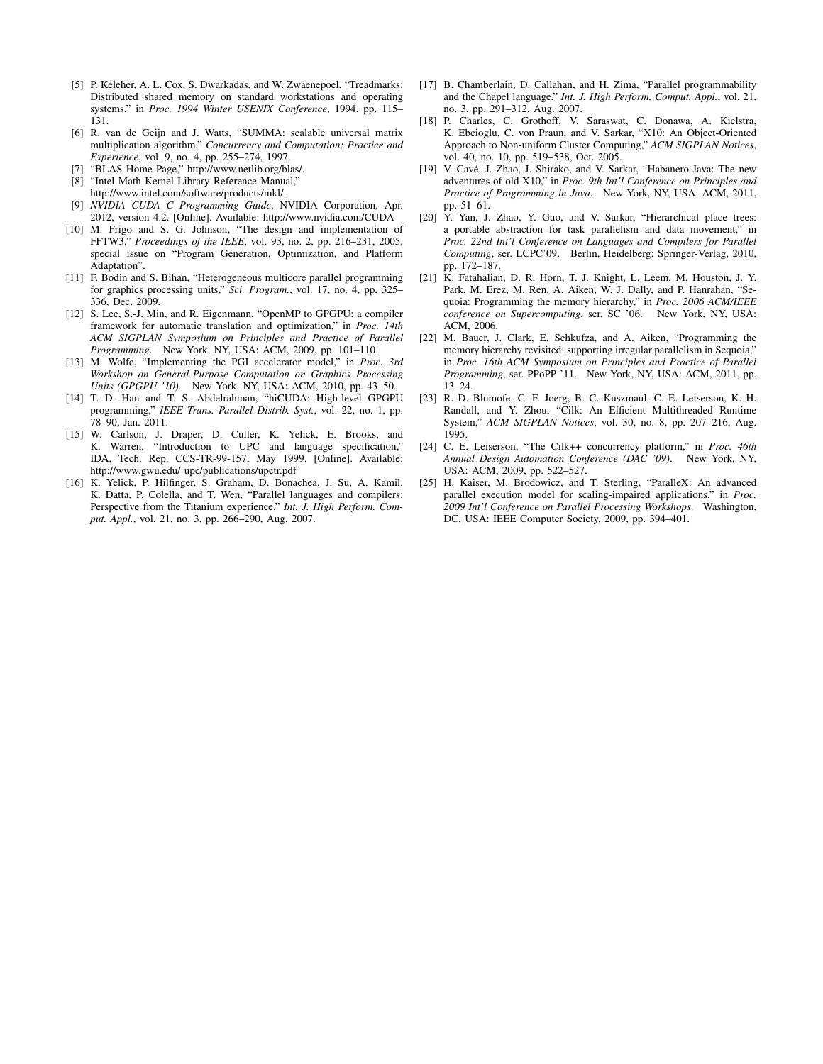[5] P. Keleher, A. L. Cox, S. Dwarkadas, and W. Zwaenepoel, "Treadmarks: Distributed shared memory on standard workstations and operating systems," in *Proc. 1994 Winter USENIX Conference*, 1994, pp. 115–131.

[6] R. van de Geijn and J. Watts, "SUMMA: scalable universal matrix multiplication algorithm," *Concurrency and Computation: Practice and Experience*, vol. 9, no. 4, pp. 255–274, 1997.

[7] "BLAS Home Page," http://www.netlib.org/blas/.

[8] "Intel Math Kernel Library Reference Manual," http://www.intel.com/software/products/mkl/.

[9] *NVIDIA CUDA C Programming Guide*, NVIDIA Corporation, Apr. 2012, version 4.2. [Online]. Available: http://www.nvidia.com/CUDA

[10] M. Frigo and S. G. Johnson, "The design and implementation of FFTW3," *Proceedings of the IEEE*, vol. 93, no. 2, pp. 216–231, 2005, special issue on "Program Generation, Optimization, and Platform Adaptation".

[11] F. Bodin and S. Bihan, "Heterogeneous multicore parallel programming for graphics processing units," *Sci. Program.*, vol. 17, no. 4, pp. 325–336, Dec. 2009.

[12] S. Lee, S.-J. Min, and R. Eigenmann, "OpenMP to GPGPU: a compiler framework for automatic translation and optimization," in *Proc. 14th ACM SIGPLAN Symposium on Principles and Practice of Parallel Programming*. New York, NY, USA: ACM, 2009, pp. 101–110.

[13] M. Wolfe, "Implementing the PGI accelerator model," in *Proc. 3rd Workshop on General-Purpose Computation on Graphics Processing Units (GPGPU '10)*. New York, NY, USA: ACM, 2010, pp. 43–50.

[14] T. D. Han and T. S. Abdelrahman, "hiCUDA: High-level GPGPU programming," *IEEE Trans. Parallel Distrib. Syst.*, vol. 22, no. 1, pp. 78–90, Jan. 2011.

[15] W. Carlson, J. Draper, D. Culler, K. Yelick, E. Brooks, and K. Warren, "Introduction to UPC and language specification," IDA, Tech. Rep. CCS-TR-99-157, May 1999. [Online]. Available: http://www.gwu.edu/ upc/publications/upctr.pdf

[16] K. Yelick, P. Hilfinger, S. Graham, D. Bonachea, J. Su, A. Kamil, K. Datta, P. Colella, and T. Wen, "Parallel languages and compilers: Perspective from the Titanium experience," *Int. J. High Perform. Comput. Appl.*, vol. 21, no. 3, pp. 266–290, Aug. 2007.

[17] B. Chamberlain, D. Callahan, and H. Zima, "Parallel programmability and the Chapel language," *Int. J. High Perform. Comput. Appl.*, vol. 21, no. 3, pp. 291–312, Aug. 2007.

[18] P. Charles, C. Grothoff, V. Saraswat, C. Donawa, A. Kielstra, K. Ebcioglu, C. von Praun, and V. Sarkar, "X10: An Object-Oriented Approach to Non-uniform Cluster Computing," *ACM SIGPLAN Notices*, vol. 40, no. 10, pp. 519–538, Oct. 2005.

[19] V. Cavé, J. Zhao, J. Shirako, and V. Sarkar, "Habanero-Java: The new adventures of old X10," in *Proc. 9th Int'l Conference on Principles and Practice of Programming in Java*. New York, NY, USA: ACM, 2011, pp. 51–61.

[20] Y. Yan, J. Zhao, Y. Guo, and V. Sarkar, "Hierarchical place trees: a portable abstraction for task parallelism and data movement," in *Proc. 22nd Int'l Conference on Languages and Compilers for Parallel Computing*, ser. LCPC'09. Berlin, Heidelberg: Springer-Verlag, 2010, pp. 172–187.

[21] K. Fatahalian, D. R. Horn, T. J. Knight, L. Leem, M. Houston, J. Y. Park, M. Erez, M. Ren, A. Aiken, W. J. Dally, and P. Hanrahan, "Sequoia: Programming the memory hierarchy," in *Proc. 2006 ACM/IEEE conference on Supercomputing*, ser. SC '06. New York, NY, USA: ACM, 2006.

[22] M. Bauer, J. Clark, E. Schkufza, and A. Aiken, "Programming the memory hierarchy revisited: supporting irregular parallelism in Sequoia," in *Proc. 16th ACM Symposium on Principles and Practice of Parallel Programming*, ser. PPoPP '11. New York, NY, USA: ACM, 2011, pp. 13–24.

[23] R. D. Blumofe, C. F. Joerg, B. C. Kuszmaul, C. E. Leiserson, K. H. Randall, and Y. Zhou, "Cilk: An Efficient Multithreaded Runtime System," *ACM SIGPLAN Notices*, vol. 30, no. 8, pp. 207–216, Aug. 1995.

[24] C. E. Leiserson, "The Cilk++ concurrency platform," in *Proc. 46th Annual Design Automation Conference (DAC '09)*. New York, NY, USA: ACM, 2009, pp. 522–527.

[25] H. Kaiser, M. Brodowicz, and T. Sterling, "ParalleX: An advanced parallel execution model for scaling-impaired applications," in *Proc. 2009 Int'l Conference on Parallel Processing Workshops*. Washington, DC, USA: IEEE Computer Society, 2009, pp. 394–401.